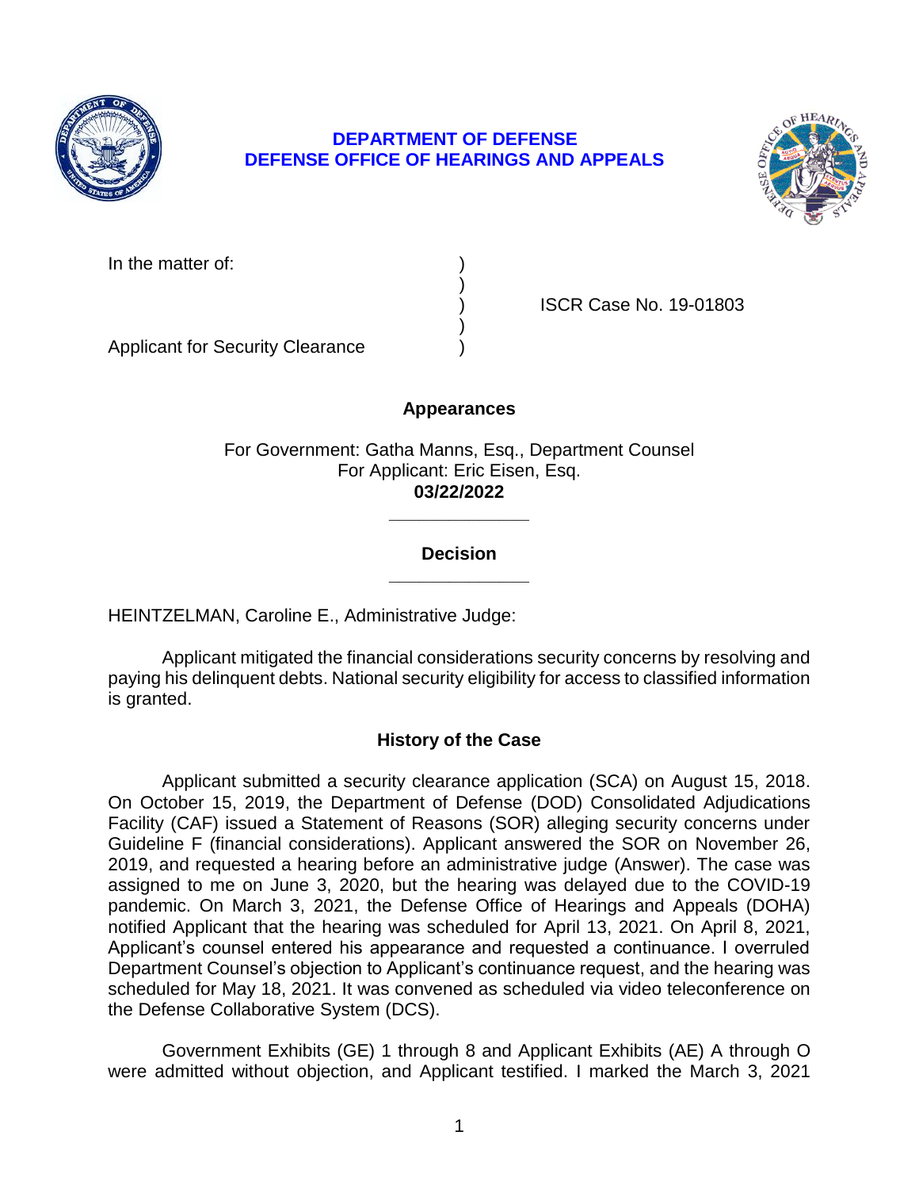**DEPARTMENT OF DEFENSE**
**DEFENSE OFFICE OF HEARINGS AND APPEALS**

In the matter of: )
)
) ISCR Case No. 19-01803
)
Applicant for Security Clearance )

## Appearances

For Government: Gatha Manns, Esq., Department Counsel
For Applicant: Eric Eisen, Esq.
**03/22/2022**

______________

## Decision

______________

HEINTZELMAN, Caroline E., Administrative Judge:

Applicant mitigated the financial considerations security concerns by resolving and paying his delinquent debts. National security eligibility for access to classified information is granted.

## History of the Case

Applicant submitted a security clearance application (SCA) on August 15, 2018. On October 15, 2019, the Department of Defense (DOD) Consolidated Adjudications Facility (CAF) issued a Statement of Reasons (SOR) alleging security concerns under Guideline F (financial considerations). Applicant answered the SOR on November 26, 2019, and requested a hearing before an administrative judge (Answer). The case was assigned to me on June 3, 2020, but the hearing was delayed due to the COVID-19 pandemic. On March 3, 2021, the Defense Office of Hearings and Appeals (DOHA) notified Applicant that the hearing was scheduled for April 13, 2021. On April 8, 2021, Applicant's counsel entered his appearance and requested a continuance. I overruled Department Counsel's objection to Applicant's continuance request, and the hearing was scheduled for May 18, 2021. It was convened as scheduled via video teleconference on the Defense Collaborative System (DCS).

Government Exhibits (GE) 1 through 8 and Applicant Exhibits (AE) A through O were admitted without objection, and Applicant testified. I marked the March 3, 2021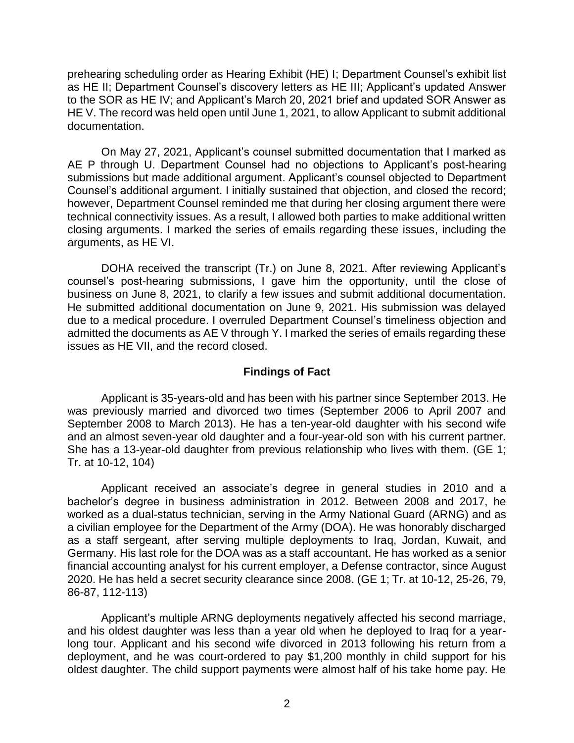prehearing scheduling order as Hearing Exhibit (HE) I; Department Counsel's exhibit list as HE II; Department Counsel's discovery letters as HE III; Applicant's updated Answer to the SOR as HE IV; and Applicant's March 20, 2021 brief and updated SOR Answer as HE V. The record was held open until June 1, 2021, to allow Applicant to submit additional documentation.

On May 27, 2021, Applicant's counsel submitted documentation that I marked as AE P through U. Department Counsel had no objections to Applicant's post-hearing submissions but made additional argument. Applicant's counsel objected to Department Counsel's additional argument. I initially sustained that objection, and closed the record; however, Department Counsel reminded me that during her closing argument there were technical connectivity issues. As a result, I allowed both parties to make additional written closing arguments. I marked the series of emails regarding these issues, including the arguments, as HE VI.

DOHA received the transcript (Tr.) on June 8, 2021. After reviewing Applicant's counsel's post-hearing submissions, I gave him the opportunity, until the close of business on June 8, 2021, to clarify a few issues and submit additional documentation. He submitted additional documentation on June 9, 2021. His submission was delayed due to a medical procedure. I overruled Department Counsel's timeliness objection and admitted the documents as AE V through Y. I marked the series of emails regarding these issues as HE VII, and the record closed.

## Findings of Fact

Applicant is 35-years-old and has been with his partner since September 2013. He was previously married and divorced two times (September 2006 to April 2007 and September 2008 to March 2013). He has a ten-year-old daughter with his second wife and an almost seven-year old daughter and a four-year-old son with his current partner. She has a 13-year-old daughter from previous relationship who lives with them. (GE 1; Tr. at 10-12, 104)

Applicant received an associate's degree in general studies in 2010 and a bachelor's degree in business administration in 2012. Between 2008 and 2017, he worked as a dual-status technician, serving in the Army National Guard (ARNG) and as a civilian employee for the Department of the Army (DOA). He was honorably discharged as a staff sergeant, after serving multiple deployments to Iraq, Jordan, Kuwait, and Germany. His last role for the DOA was as a staff accountant. He has worked as a senior financial accounting analyst for his current employer, a Defense contractor, since August 2020. He has held a secret security clearance since 2008. (GE 1; Tr. at 10-12, 25-26, 79, 86-87, 112-113)

Applicant's multiple ARNG deployments negatively affected his second marriage, and his oldest daughter was less than a year old when he deployed to Iraq for a year-long tour. Applicant and his second wife divorced in 2013 following his return from a deployment, and he was court-ordered to pay $1,200 monthly in child support for his oldest daughter. The child support payments were almost half of his take home pay. He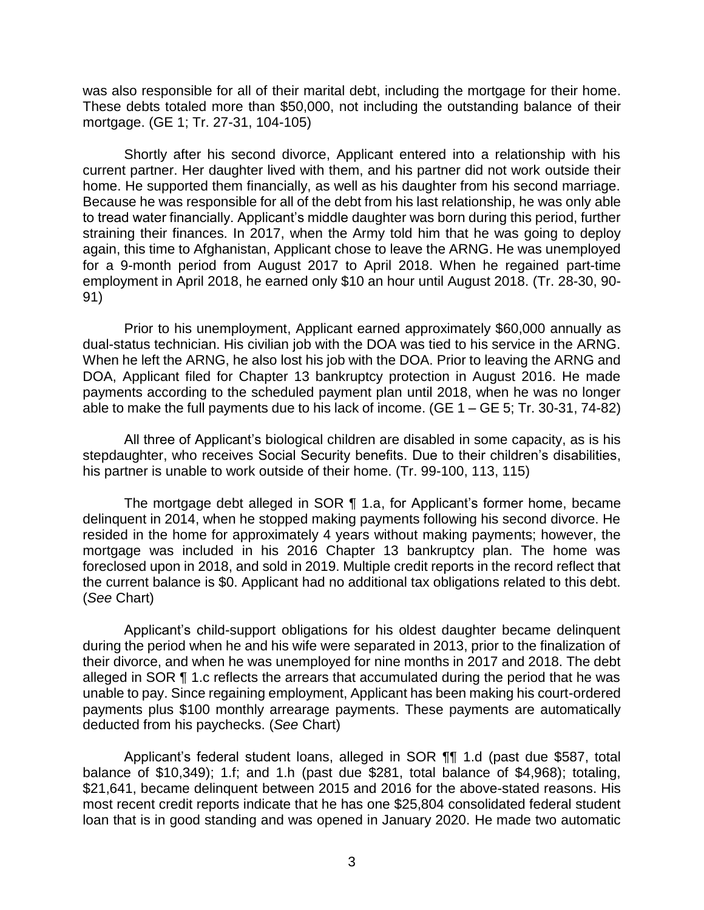was also responsible for all of their marital debt, including the mortgage for their home. These debts totaled more than $50,000, not including the outstanding balance of their mortgage. (GE 1; Tr. 27-31, 104-105)

Shortly after his second divorce, Applicant entered into a relationship with his current partner. Her daughter lived with them, and his partner did not work outside their home. He supported them financially, as well as his daughter from his second marriage. Because he was responsible for all of the debt from his last relationship, he was only able to tread water financially. Applicant's middle daughter was born during this period, further straining their finances. In 2017, when the Army told him that he was going to deploy again, this time to Afghanistan, Applicant chose to leave the ARNG. He was unemployed for a 9-month period from August 2017 to April 2018. When he regained part-time employment in April 2018, he earned only $10 an hour until August 2018. (Tr. 28-30, 90-91)

Prior to his unemployment, Applicant earned approximately $60,000 annually as dual-status technician. His civilian job with the DOA was tied to his service in the ARNG. When he left the ARNG, he also lost his job with the DOA. Prior to leaving the ARNG and DOA, Applicant filed for Chapter 13 bankruptcy protection in August 2016. He made payments according to the scheduled payment plan until 2018, when he was no longer able to make the full payments due to his lack of income. (GE 1 – GE 5; Tr. 30-31, 74-82)

All three of Applicant's biological children are disabled in some capacity, as is his stepdaughter, who receives Social Security benefits. Due to their children's disabilities, his partner is unable to work outside of their home. (Tr. 99-100, 113, 115)

The mortgage debt alleged in SOR ¶ 1.a, for Applicant's former home, became delinquent in 2014, when he stopped making payments following his second divorce. He resided in the home for approximately 4 years without making payments; however, the mortgage was included in his 2016 Chapter 13 bankruptcy plan. The home was foreclosed upon in 2018, and sold in 2019. Multiple credit reports in the record reflect that the current balance is $0. Applicant had no additional tax obligations related to this debt. (*See* Chart)

Applicant's child-support obligations for his oldest daughter became delinquent during the period when he and his wife were separated in 2013, prior to the finalization of their divorce, and when he was unemployed for nine months in 2017 and 2018. The debt alleged in SOR ¶ 1.c reflects the arrears that accumulated during the period that he was unable to pay. Since regaining employment, Applicant has been making his court-ordered payments plus $100 monthly arrearage payments. These payments are automatically deducted from his paychecks. (*See* Chart)

Applicant's federal student loans, alleged in SOR ¶¶ 1.d (past due $587, total balance of $10,349); 1.f; and 1.h (past due $281, total balance of $4,968); totaling, $21,641, became delinquent between 2015 and 2016 for the above-stated reasons. His most recent credit reports indicate that he has one $25,804 consolidated federal student loan that is in good standing and was opened in January 2020. He made two automatic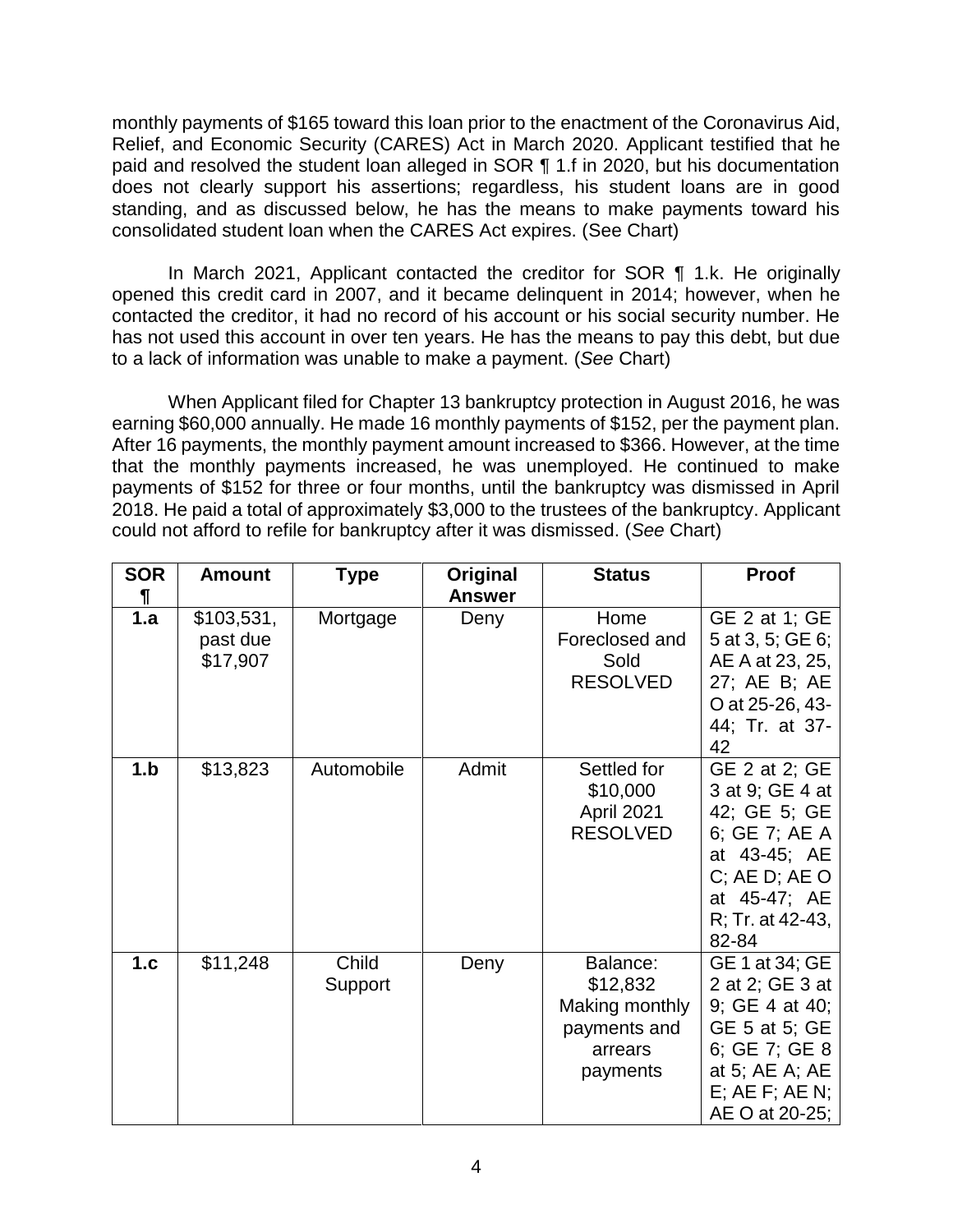monthly payments of $165 toward this loan prior to the enactment of the Coronavirus Aid, Relief, and Economic Security (CARES) Act in March 2020. Applicant testified that he paid and resolved the student loan alleged in SOR ¶ 1.f in 2020, but his documentation does not clearly support his assertions; regardless, his student loans are in good standing, and as discussed below, he has the means to make payments toward his consolidated student loan when the CARES Act expires. (See Chart)

In March 2021, Applicant contacted the creditor for SOR ¶ 1.k. He originally opened this credit card in 2007, and it became delinquent in 2014; however, when he contacted the creditor, it had no record of his account or his social security number. He has not used this account in over ten years. He has the means to pay this debt, but due to a lack of information was unable to make a payment. (*See* Chart)

When Applicant filed for Chapter 13 bankruptcy protection in August 2016, he was earning $60,000 annually. He made 16 monthly payments of $152, per the payment plan. After 16 payments, the monthly payment amount increased to $366. However, at the time that the monthly payments increased, he was unemployed. He continued to make payments of $152 for three or four months, until the bankruptcy was dismissed in April 2018. He paid a total of approximately $3,000 to the trustees of the bankruptcy. Applicant could not afford to refile for bankruptcy after it was dismissed. (*See* Chart)

| SOR ¶ | Amount | Type | Original Answer | Status | Proof |
|---|---|---|---|---|---|
| **1.a** | $103,531, past due $17,907 | Mortgage | Deny | Home Foreclosed and Sold RESOLVED | GE 2 at 1; GE 5 at 3, 5; GE 6; AE A at 23, 25, 27; AE B; AE O at 25-26, 43-44; Tr. at 37-42 |
| **1.b** | $13,823 | Automobile | Admit | Settled for $10,000 April 2021 RESOLVED | GE 2 at 2; GE 3 at 9; GE 4 at 42; GE 5; GE 6; GE 7; AE A at 43-45; AE C; AE D; AE O at 45-47; AE R; Tr. at 42-43, 82-84 |
| **1.c** | $11,248 | Child Support | Deny | Balance: $12,832 Making monthly payments and arrears payments | GE 1 at 34; GE 2 at 2; GE 3 at 9; GE 4 at 40; GE 5 at 5; GE 6; GE 7; GE 8 at 5; AE A; AE E; AE F; AE N; AE O at 20-25; |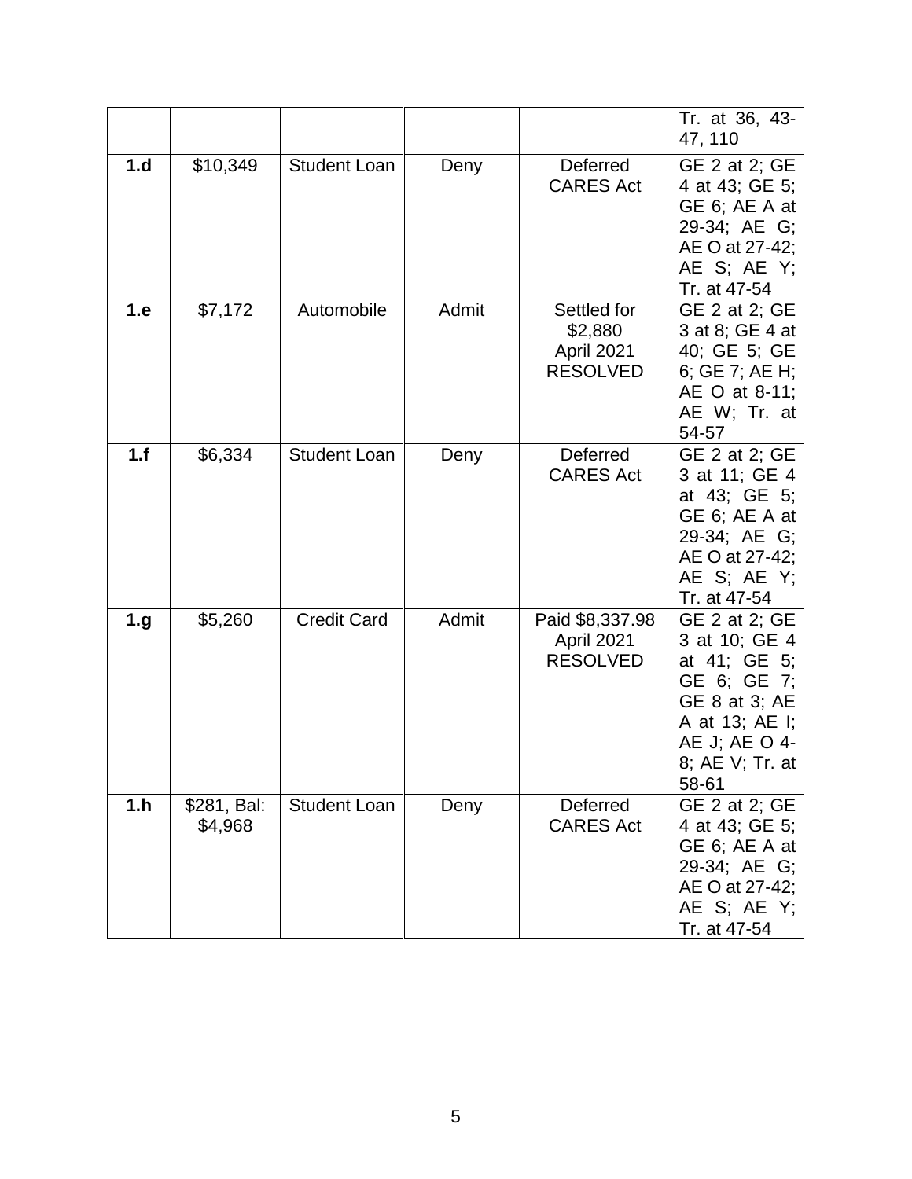| | | | | | Tr. at 36, 43-47, 110 |
|---|---|---|---|---|---|
| **1.d** | $10,349 | Student Loan | Deny | Deferred CARES Act | GE 2 at 2; GE 4 at 43; GE 5; GE 6; AE A at 29-34; AE G; AE O at 27-42; AE S; AE Y; Tr. at 47-54 |
| **1.e** | $7,172 | Automobile | Admit | Settled for $2,880 April 2021 RESOLVED | GE 2 at 2; GE 3 at 8; GE 4 at 40; GE 5; GE 6; GE 7; AE H; AE O at 8-11; AE W; Tr. at 54-57 |
| **1.f** | $6,334 | Student Loan | Deny | Deferred CARES Act | GE 2 at 2; GE 3 at 11; GE 4 at 43; GE 5; GE 6; AE A at 29-34; AE G; AE O at 27-42; AE S; AE Y; Tr. at 47-54 |
| **1.g** | $5,260 | Credit Card | Admit | Paid $8,337.98 April 2021 RESOLVED | GE 2 at 2; GE 3 at 10; GE 4 at 41; GE 5; GE 6; GE 7; GE 8 at 3; AE A at 13; AE I; AE J; AE O 4-8; AE V; Tr. at 58-61 |
| **1.h** | $281, Bal: $4,968 | Student Loan | Deny | Deferred CARES Act | GE 2 at 2; GE 4 at 43; GE 5; GE 6; AE A at 29-34; AE G; AE O at 27-42; AE S; AE Y; Tr. at 47-54 |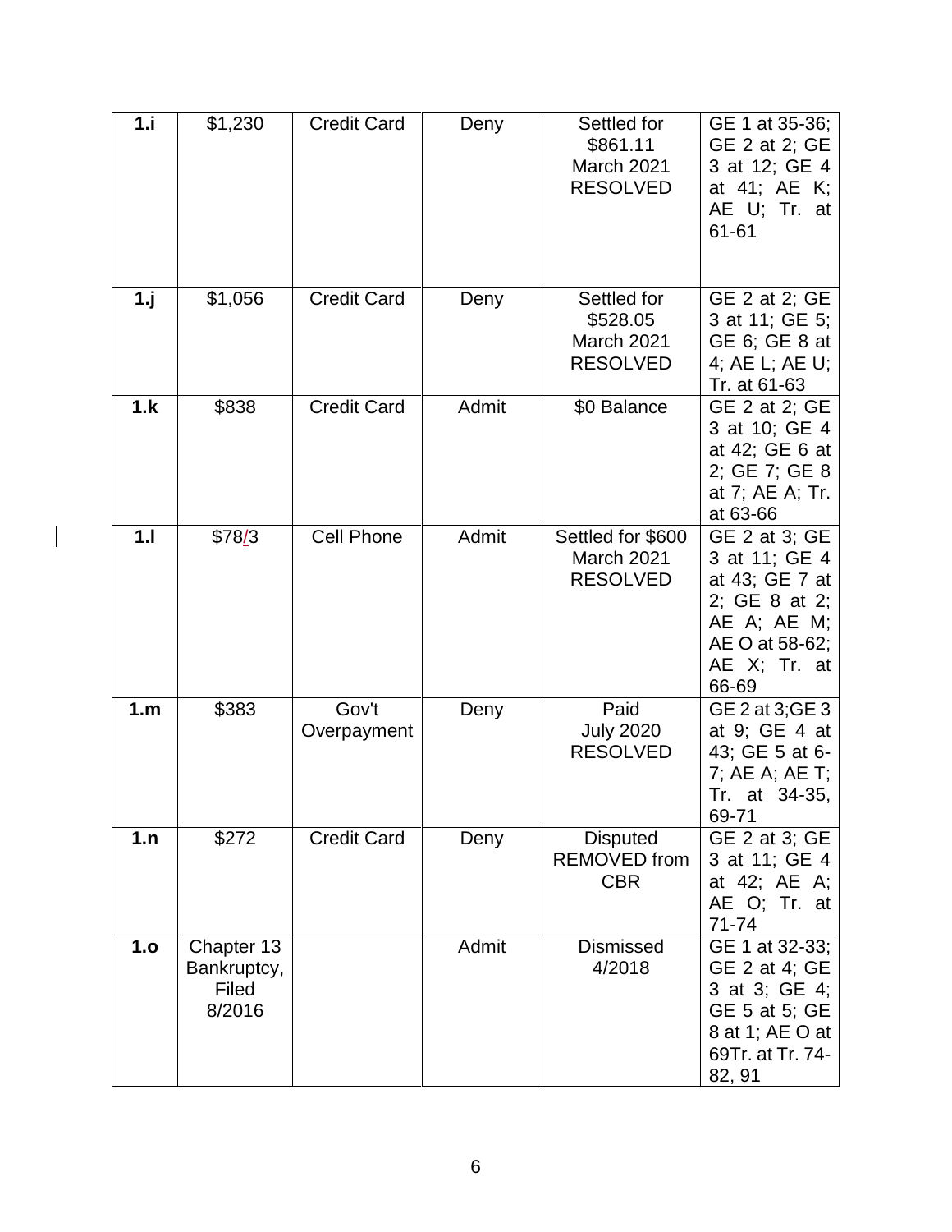| 1.i | $1,230 | Credit Card | Deny | Settled for $861.11 March 2021 RESOLVED | GE 1 at 35-36; GE 2 at 2; GE 3 at 12; GE 4 at 41; AE K; AE U; Tr. at 61-61 |
|---|---|---|---|---|---|
| 1.j | $1,056 | Credit Card | Deny | Settled for $528.05 March 2021 RESOLVED | GE 2 at 2; GE 3 at 11; GE 5; GE 6; GE 8 at 4; AE L; AE U; Tr. at 61-63 |
| 1.k | $838 | Credit Card | Admit | $0 Balance | GE 2 at 2; GE 3 at 10; GE 4 at 42; GE 6 at 2; GE 7; GE 8 at 7; AE A; Tr. at 63-66 |
| 1.l | $78/3 | Cell Phone | Admit | Settled for $600 March 2021 RESOLVED | GE 2 at 3; GE 3 at 11; GE 4 at 43; GE 7 at 2; GE 8 at 2; AE A; AE M; AE O at 58-62; AE X; Tr. at 66-69 |
| 1.m | $383 | Gov't Overpayment | Deny | Paid July 2020 RESOLVED | GE 2 at 3;GE 3 at 9; GE 4 at 43; GE 5 at 6-7; AE A; AE T; Tr. at 34-35, 69-71 |
| 1.n | $272 | Credit Card | Deny | Disputed REMOVED from CBR | GE 2 at 3; GE 3 at 11; GE 4 at 42; AE A; AE O; Tr. at 71-74 |
| 1.o | Chapter 13 Bankruptcy, Filed 8/2016 | | Admit | Dismissed 4/2018 | GE 1 at 32-33; GE 2 at 4; GE 3 at 3; GE 4; GE 5 at 5; GE 8 at 1; AE O at 69Tr. at Tr. 74-82, 91 |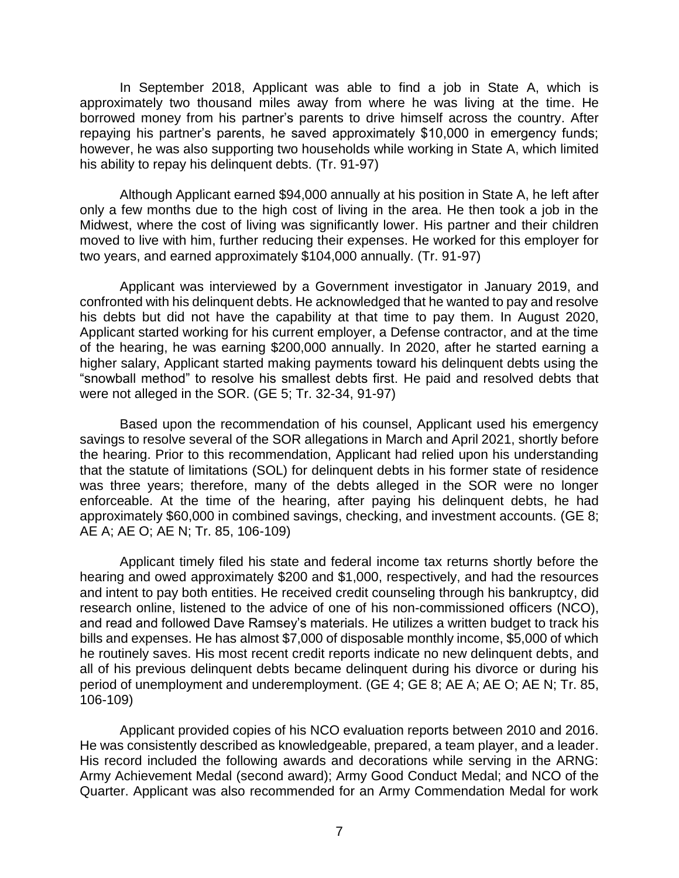In September 2018, Applicant was able to find a job in State A, which is approximately two thousand miles away from where he was living at the time. He borrowed money from his partner's parents to drive himself across the country. After repaying his partner's parents, he saved approximately $10,000 in emergency funds; however, he was also supporting two households while working in State A, which limited his ability to repay his delinquent debts. (Tr. 91-97)

Although Applicant earned $94,000 annually at his position in State A, he left after only a few months due to the high cost of living in the area. He then took a job in the Midwest, where the cost of living was significantly lower. His partner and their children moved to live with him, further reducing their expenses. He worked for this employer for two years, and earned approximately $104,000 annually. (Tr. 91-97)

Applicant was interviewed by a Government investigator in January 2019, and confronted with his delinquent debts. He acknowledged that he wanted to pay and resolve his debts but did not have the capability at that time to pay them. In August 2020, Applicant started working for his current employer, a Defense contractor, and at the time of the hearing, he was earning $200,000 annually. In 2020, after he started earning a higher salary, Applicant started making payments toward his delinquent debts using the "snowball method" to resolve his smallest debts first. He paid and resolved debts that were not alleged in the SOR. (GE 5; Tr. 32-34, 91-97)

Based upon the recommendation of his counsel, Applicant used his emergency savings to resolve several of the SOR allegations in March and April 2021, shortly before the hearing. Prior to this recommendation, Applicant had relied upon his understanding that the statute of limitations (SOL) for delinquent debts in his former state of residence was three years; therefore, many of the debts alleged in the SOR were no longer enforceable. At the time of the hearing, after paying his delinquent debts, he had approximately $60,000 in combined savings, checking, and investment accounts. (GE 8; AE A; AE O; AE N; Tr. 85, 106-109)

Applicant timely filed his state and federal income tax returns shortly before the hearing and owed approximately $200 and $1,000, respectively, and had the resources and intent to pay both entities. He received credit counseling through his bankruptcy, did research online, listened to the advice of one of his non-commissioned officers (NCO), and read and followed Dave Ramsey's materials. He utilizes a written budget to track his bills and expenses. He has almost $7,000 of disposable monthly income, $5,000 of which he routinely saves. His most recent credit reports indicate no new delinquent debts, and all of his previous delinquent debts became delinquent during his divorce or during his period of unemployment and underemployment. (GE 4; GE 8; AE A; AE O; AE N; Tr. 85, 106-109)

Applicant provided copies of his NCO evaluation reports between 2010 and 2016. He was consistently described as knowledgeable, prepared, a team player, and a leader. His record included the following awards and decorations while serving in the ARNG: Army Achievement Medal (second award); Army Good Conduct Medal; and NCO of the Quarter. Applicant was also recommended for an Army Commendation Medal for work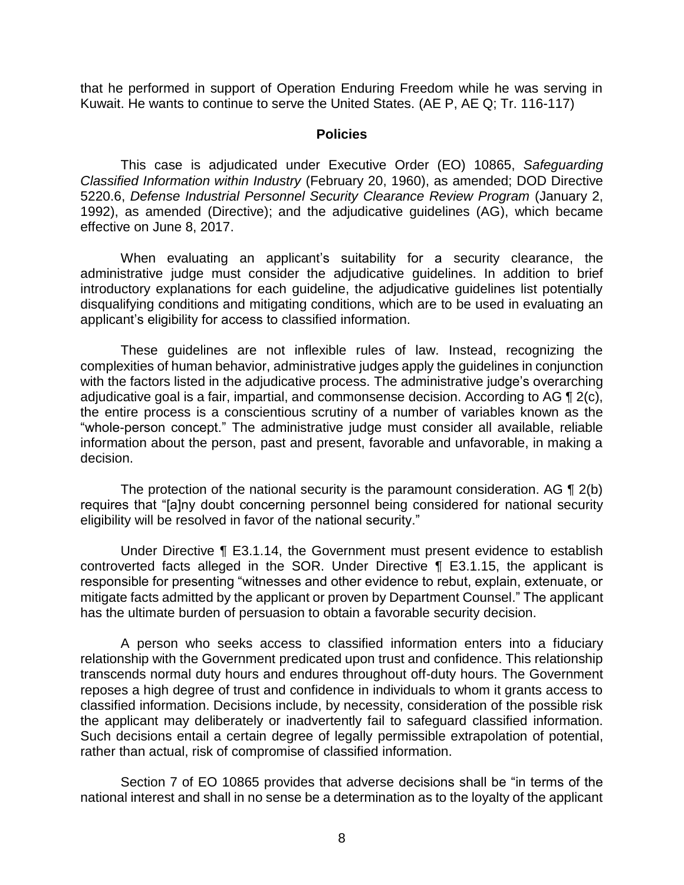that he performed in support of Operation Enduring Freedom while he was serving in Kuwait. He wants to continue to serve the United States. (AE P, AE Q; Tr. 116-117)

## Policies

This case is adjudicated under Executive Order (EO) 10865, *Safeguarding Classified Information within Industry* (February 20, 1960), as amended; DOD Directive 5220.6, *Defense Industrial Personnel Security Clearance Review Program* (January 2, 1992), as amended (Directive); and the adjudicative guidelines (AG), which became effective on June 8, 2017.

When evaluating an applicant's suitability for a security clearance, the administrative judge must consider the adjudicative guidelines. In addition to brief introductory explanations for each guideline, the adjudicative guidelines list potentially disqualifying conditions and mitigating conditions, which are to be used in evaluating an applicant's eligibility for access to classified information.

These guidelines are not inflexible rules of law. Instead, recognizing the complexities of human behavior, administrative judges apply the guidelines in conjunction with the factors listed in the adjudicative process. The administrative judge's overarching adjudicative goal is a fair, impartial, and commonsense decision. According to AG ¶ 2(c), the entire process is a conscientious scrutiny of a number of variables known as the "whole-person concept." The administrative judge must consider all available, reliable information about the person, past and present, favorable and unfavorable, in making a decision.

The protection of the national security is the paramount consideration. AG ¶ 2(b) requires that "[a]ny doubt concerning personnel being considered for national security eligibility will be resolved in favor of the national security."

Under Directive ¶ E3.1.14, the Government must present evidence to establish controverted facts alleged in the SOR. Under Directive ¶ E3.1.15, the applicant is responsible for presenting "witnesses and other evidence to rebut, explain, extenuate, or mitigate facts admitted by the applicant or proven by Department Counsel." The applicant has the ultimate burden of persuasion to obtain a favorable security decision.

A person who seeks access to classified information enters into a fiduciary relationship with the Government predicated upon trust and confidence. This relationship transcends normal duty hours and endures throughout off-duty hours. The Government reposes a high degree of trust and confidence in individuals to whom it grants access to classified information. Decisions include, by necessity, consideration of the possible risk the applicant may deliberately or inadvertently fail to safeguard classified information. Such decisions entail a certain degree of legally permissible extrapolation of potential, rather than actual, risk of compromise of classified information.

Section 7 of EO 10865 provides that adverse decisions shall be "in terms of the national interest and shall in no sense be a determination as to the loyalty of the applicant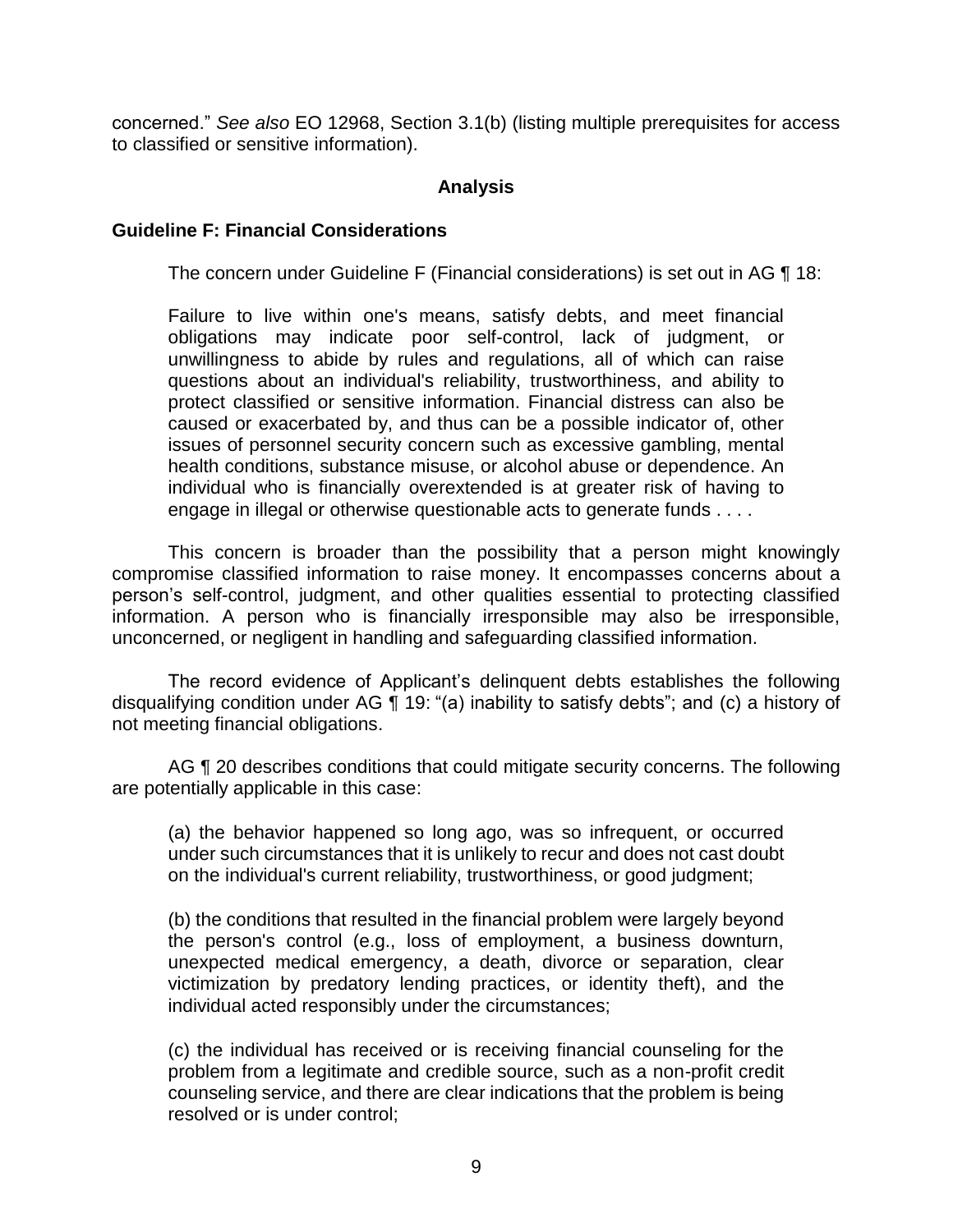concerned." *See also* EO 12968, Section 3.1(b) (listing multiple prerequisites for access to classified or sensitive information).

## Analysis

### Guideline F: Financial Considerations

The concern under Guideline F (Financial considerations) is set out in AG ¶ 18:

> Failure to live within one's means, satisfy debts, and meet financial obligations may indicate poor self-control, lack of judgment, or unwillingness to abide by rules and regulations, all of which can raise questions about an individual's reliability, trustworthiness, and ability to protect classified or sensitive information. Financial distress can also be caused or exacerbated by, and thus can be a possible indicator of, other issues of personnel security concern such as excessive gambling, mental health conditions, substance misuse, or alcohol abuse or dependence. An individual who is financially overextended is at greater risk of having to engage in illegal or otherwise questionable acts to generate funds . . . .

This concern is broader than the possibility that a person might knowingly compromise classified information to raise money. It encompasses concerns about a person's self-control, judgment, and other qualities essential to protecting classified information. A person who is financially irresponsible may also be irresponsible, unconcerned, or negligent in handling and safeguarding classified information.

The record evidence of Applicant's delinquent debts establishes the following disqualifying condition under AG ¶ 19: "(a) inability to satisfy debts"; and (c) a history of not meeting financial obligations.

AG ¶ 20 describes conditions that could mitigate security concerns. The following are potentially applicable in this case:

> (a) the behavior happened so long ago, was so infrequent, or occurred under such circumstances that it is unlikely to recur and does not cast doubt on the individual's current reliability, trustworthiness, or good judgment;
>
> (b) the conditions that resulted in the financial problem were largely beyond the person's control (e.g., loss of employment, a business downturn, unexpected medical emergency, a death, divorce or separation, clear victimization by predatory lending practices, or identity theft), and the individual acted responsibly under the circumstances;
>
> (c) the individual has received or is receiving financial counseling for the problem from a legitimate and credible source, such as a non-profit credit counseling service, and there are clear indications that the problem is being resolved or is under control;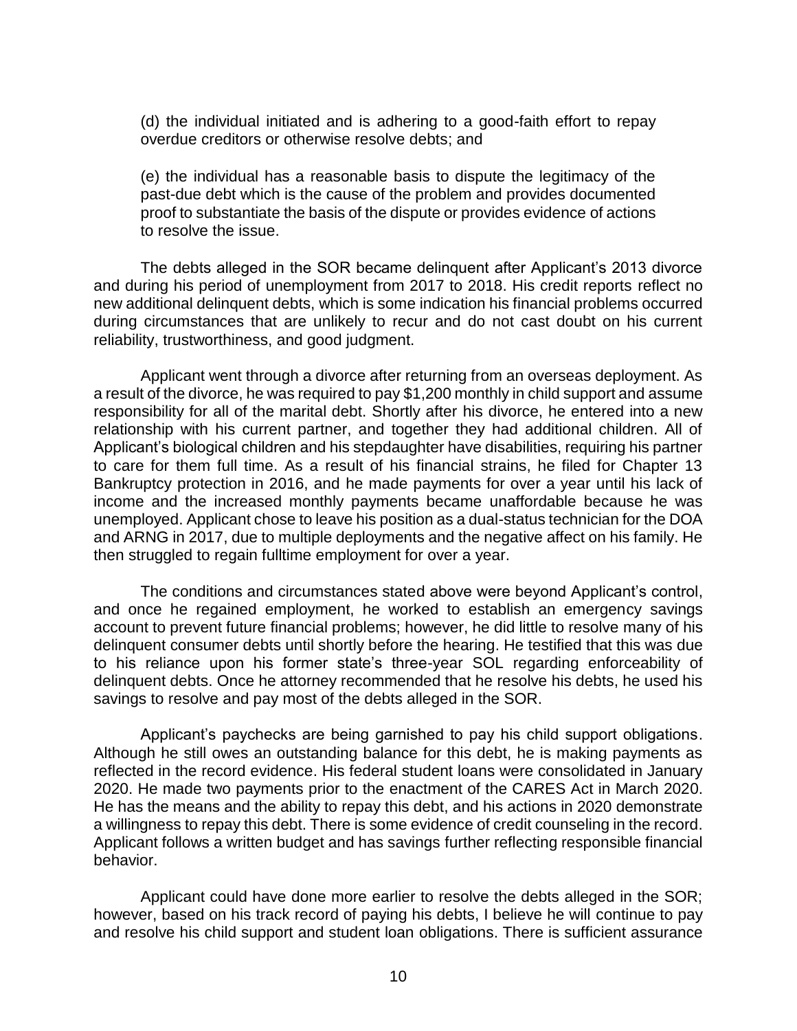(d) the individual initiated and is adhering to a good-faith effort to repay overdue creditors or otherwise resolve debts; and

(e) the individual has a reasonable basis to dispute the legitimacy of the past-due debt which is the cause of the problem and provides documented proof to substantiate the basis of the dispute or provides evidence of actions to resolve the issue.

The debts alleged in the SOR became delinquent after Applicant's 2013 divorce and during his period of unemployment from 2017 to 2018. His credit reports reflect no new additional delinquent debts, which is some indication his financial problems occurred during circumstances that are unlikely to recur and do not cast doubt on his current reliability, trustworthiness, and good judgment.

Applicant went through a divorce after returning from an overseas deployment. As a result of the divorce, he was required to pay $1,200 monthly in child support and assume responsibility for all of the marital debt. Shortly after his divorce, he entered into a new relationship with his current partner, and together they had additional children. All of Applicant's biological children and his stepdaughter have disabilities, requiring his partner to care for them full time. As a result of his financial strains, he filed for Chapter 13 Bankruptcy protection in 2016, and he made payments for over a year until his lack of income and the increased monthly payments became unaffordable because he was unemployed. Applicant chose to leave his position as a dual-status technician for the DOA and ARNG in 2017, due to multiple deployments and the negative affect on his family. He then struggled to regain fulltime employment for over a year.

The conditions and circumstances stated above were beyond Applicant's control, and once he regained employment, he worked to establish an emergency savings account to prevent future financial problems; however, he did little to resolve many of his delinquent consumer debts until shortly before the hearing. He testified that this was due to his reliance upon his former state's three-year SOL regarding enforceability of delinquent debts. Once he attorney recommended that he resolve his debts, he used his savings to resolve and pay most of the debts alleged in the SOR.

Applicant's paychecks are being garnished to pay his child support obligations. Although he still owes an outstanding balance for this debt, he is making payments as reflected in the record evidence. His federal student loans were consolidated in January 2020. He made two payments prior to the enactment of the CARES Act in March 2020. He has the means and the ability to repay this debt, and his actions in 2020 demonstrate a willingness to repay this debt. There is some evidence of credit counseling in the record. Applicant follows a written budget and has savings further reflecting responsible financial behavior.

Applicant could have done more earlier to resolve the debts alleged in the SOR; however, based on his track record of paying his debts, I believe he will continue to pay and resolve his child support and student loan obligations. There is sufficient assurance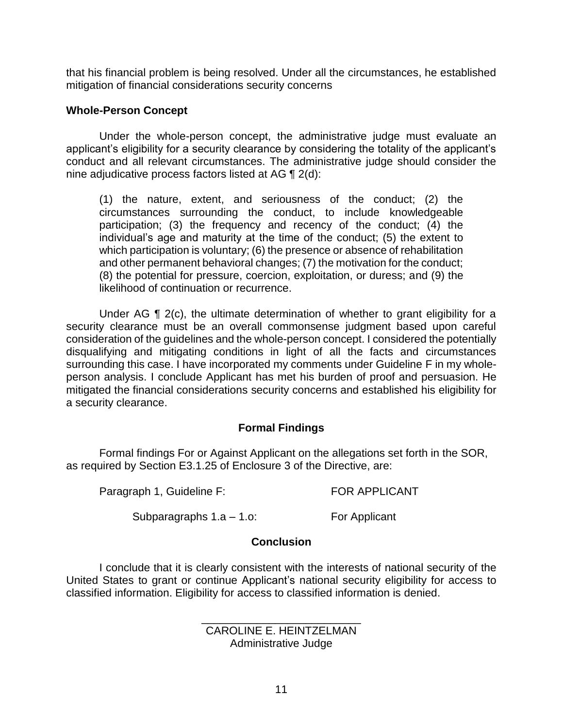that his financial problem is being resolved. Under all the circumstances, he established mitigation of financial considerations security concerns

### Whole-Person Concept

Under the whole-person concept, the administrative judge must evaluate an applicant's eligibility for a security clearance by considering the totality of the applicant's conduct and all relevant circumstances. The administrative judge should consider the nine adjudicative process factors listed at AG ¶ 2(d):

> (1) the nature, extent, and seriousness of the conduct; (2) the circumstances surrounding the conduct, to include knowledgeable participation; (3) the frequency and recency of the conduct; (4) the individual's age and maturity at the time of the conduct; (5) the extent to which participation is voluntary; (6) the presence or absence of rehabilitation and other permanent behavioral changes; (7) the motivation for the conduct; (8) the potential for pressure, coercion, exploitation, or duress; and (9) the likelihood of continuation or recurrence.

Under AG ¶ 2(c), the ultimate determination of whether to grant eligibility for a security clearance must be an overall commonsense judgment based upon careful consideration of the guidelines and the whole-person concept. I considered the potentially disqualifying and mitigating conditions in light of all the facts and circumstances surrounding this case. I have incorporated my comments under Guideline F in my whole-person analysis. I conclude Applicant has met his burden of proof and persuasion. He mitigated the financial considerations security concerns and established his eligibility for a security clearance.

## Formal Findings

Formal findings For or Against Applicant on the allegations set forth in the SOR, as required by Section E3.1.25 of Enclosure 3 of the Directive, are:

| | |
|---|---|
| Paragraph 1, Guideline F: | FOR APPLICANT |
| Subparagraphs 1.a – 1.o: | For Applicant |

## Conclusion

I conclude that it is clearly consistent with the interests of national security of the United States to grant or continue Applicant's national security eligibility for access to classified information. Eligibility for access to classified information is denied.

\_\_\_\_\_\_\_\_\_\_\_\_\_\_\_\_\_\_\_\_\_\_\_\_\_\_

CAROLINE E. HEINTZELMAN
Administrative Judge